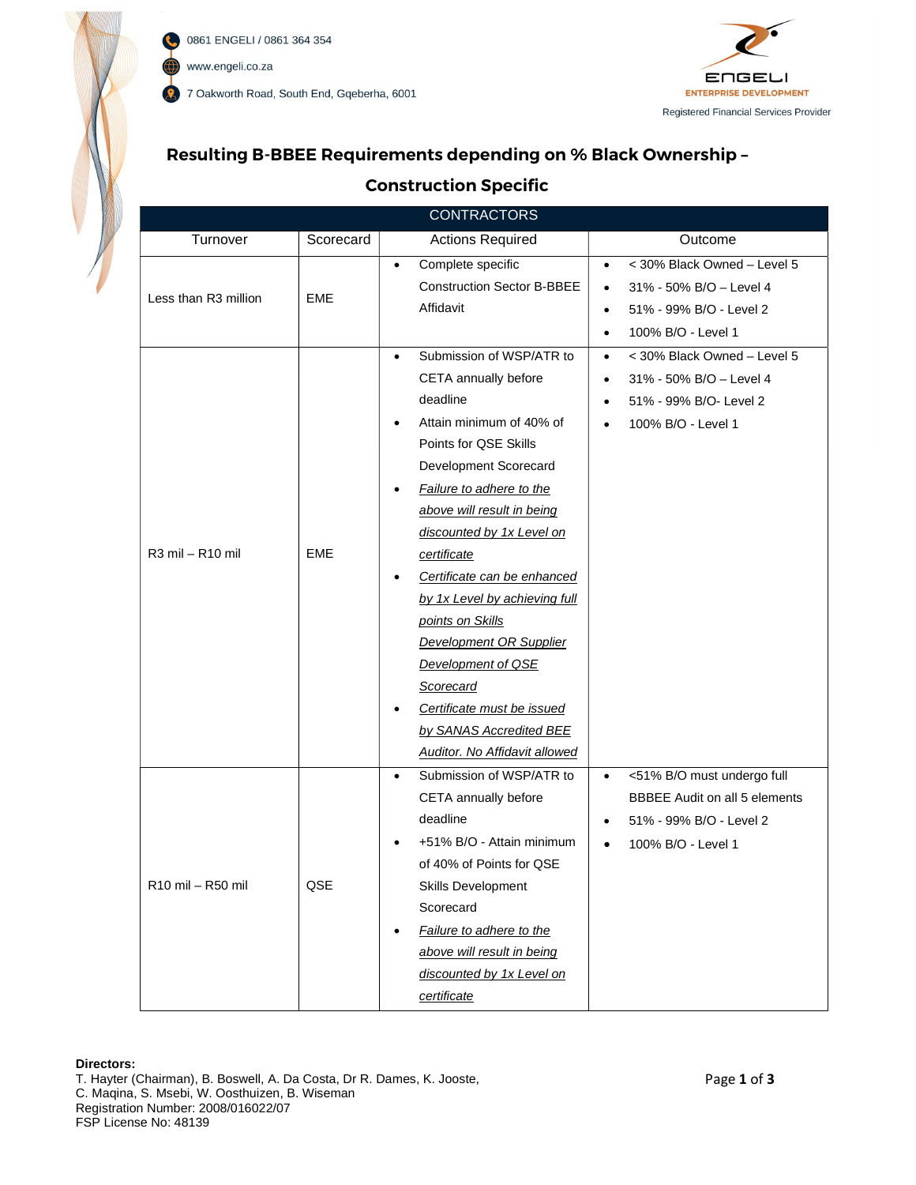0861 ENGELI / 0861 364 354

www.engeli.co.za

7 Oakworth Road, South End, Gqeberha, 6001

ENGELI
ENTERPRISE DEVELOPMENT
Registered Financial Services Provider

# Resulting B-BBEE Requirements depending on % Black Ownership – Construction Specific

| CONTRACTORS | | | |
|---|---|---|---|
| Turnover | Scorecard | Actions Required | Outcome |
| Less than R3 million | EME | • Complete specific Construction Sector B-BBEE Affidavit | • < 30% Black Owned – Level 5<br>• 31% - 50% B/O – Level 4<br>• 51% - 99% B/O - Level 2<br>• 100% B/O - Level 1 |
| R3 mil – R10 mil | EME | • Submission of WSP/ATR to CETA annually before deadline<br>• Attain minimum of 40% of Points for QSE Skills Development Scorecard<br>• *Failure to adhere to the above will result in being discounted by 1x Level on certificate*<br>• *Certificate can be enhanced by 1x Level by achieving full points on Skills Development OR Supplier Development of QSE Scorecard*<br>• *Certificate must be issued by SANAS Accredited BEE Auditor. No Affidavit allowed* | • < 30% Black Owned – Level 5<br>• 31% - 50% B/O – Level 4<br>• 51% - 99% B/O- Level 2<br>• 100% B/O - Level 1 |
| R10 mil – R50 mil | QSE | • Submission of WSP/ATR to CETA annually before deadline<br>• +51% B/O - Attain minimum of 40% of Points for QSE Skills Development Scorecard<br>• *Failure to adhere to the above will result in being discounted by 1x Level on certificate* | • <51% B/O must undergo full BBBEE Audit on all 5 elements<br>• 51% - 99% B/O - Level 2<br>• 100% B/O - Level 1 |

**Directors:**
T. Hayter (Chairman), B. Boswell, A. Da Costa, Dr R. Dames, K. Jooste,
C. Maqina, S. Msebi, W. Oosthuizen, B. Wiseman
Registration Number: 2008/016022/07
FSP License No: 48139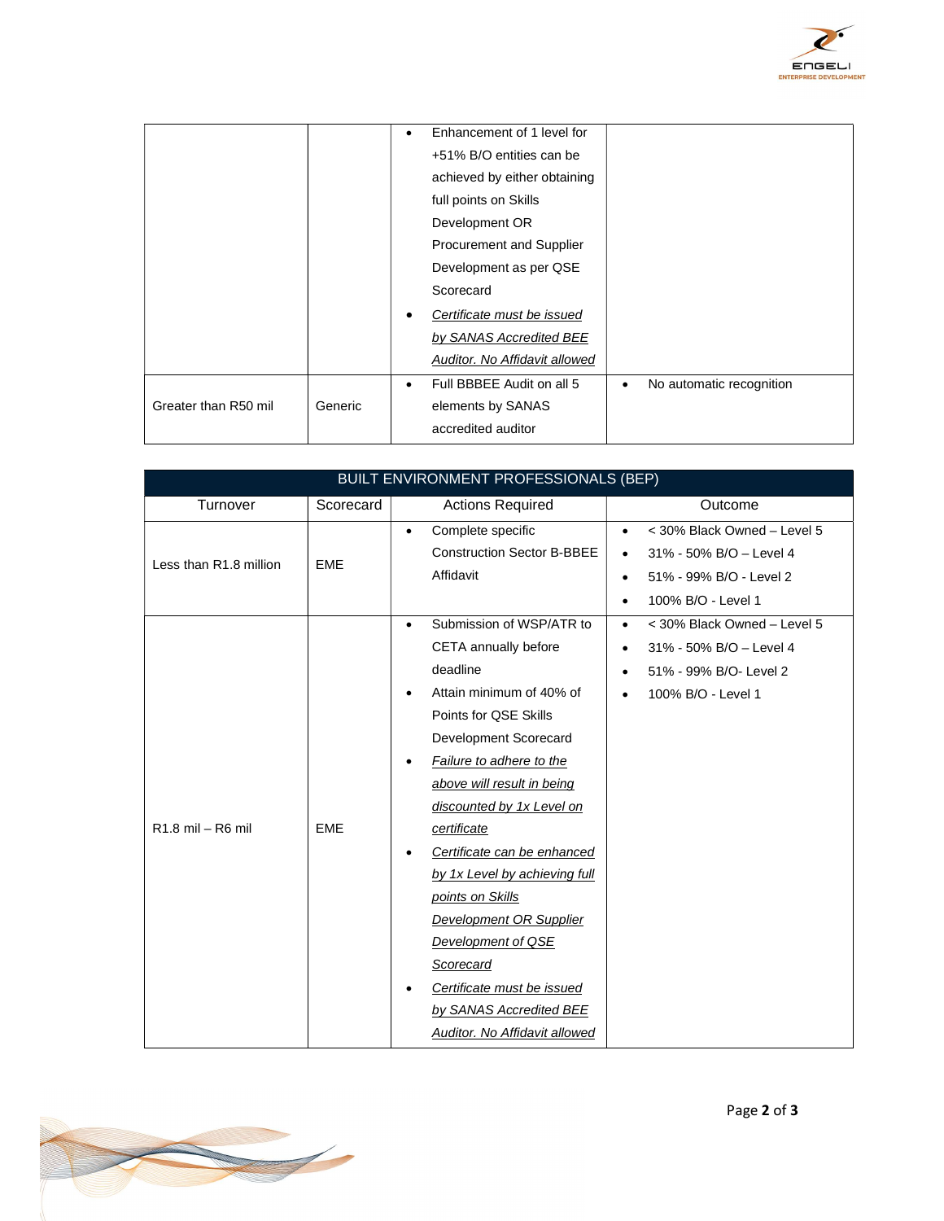| | | | |
|---|---|---|---|
| | | • Enhancement of 1 level for +51% B/O entities can be achieved by either obtaining full points on Skills Development OR Procurement and Supplier Development as per QSE Scorecard<br>• *Certificate must be issued by SANAS Accredited BEE Auditor. No Affidavit allowed* | |
| Greater than R50 mil | Generic | • Full BBBEE Audit on all 5 elements by SANAS accredited auditor | • No automatic recognition |

| BUILT ENVIRONMENT PROFESSIONALS (BEP) | | | |
|---|---|---|---|
| Turnover | Scorecard | Actions Required | Outcome |
| Less than R1.8 million | EME | • Complete specific Construction Sector B-BBEE Affidavit | • < 30% Black Owned – Level 5<br>• 31% - 50% B/O – Level 4<br>• 51% - 99% B/O - Level 2<br>• 100% B/O - Level 1 |
| R1.8 mil – R6 mil | EME | • Submission of WSP/ATR to CETA annually before deadline<br>• Attain minimum of 40% of Points for QSE Skills Development Scorecard<br>• *Failure to adhere to the above will result in being discounted by 1x Level on certificate*<br>• *Certificate can be enhanced by 1x Level by achieving full points on Skills Development OR Supplier Development of QSE Scorecard*<br>• *Certificate must be issued by SANAS Accredited BEE Auditor. No Affidavit allowed* | • < 30% Black Owned – Level 5<br>• 31% - 50% B/O – Level 4<br>• 51% - 99% B/O- Level 2<br>• 100% B/O - Level 1 |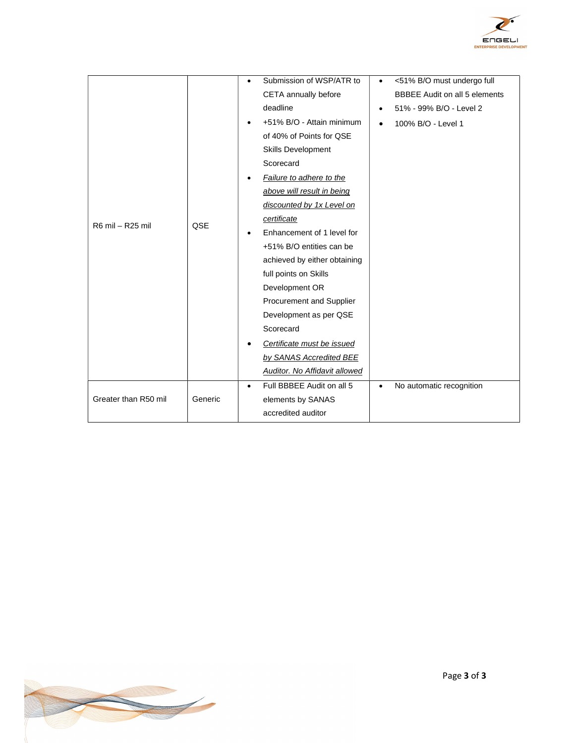| | | | |
|---|---|---|---|
| R6 mil – R25 mil | QSE | • Submission of WSP/ATR to CETA annually before deadline<br>• +51% B/O - Attain minimum of 40% of Points for QSE Skills Development Scorecard<br>• *Failure to adhere to the above will result in being discounted by 1x Level on certificate*<br>• Enhancement of 1 level for +51% B/O entities can be achieved by either obtaining full points on Skills Development OR Procurement and Supplier Development as per QSE Scorecard<br>• *Certificate must be issued by SANAS Accredited BEE Auditor. No Affidavit allowed* | • <51% B/O must undergo full BBBEE Audit on all 5 elements<br>• 51% - 99% B/O - Level 2<br>• 100% B/O - Level 1 |
| Greater than R50 mil | Generic | • Full BBBEE Audit on all 5 elements by SANAS accredited auditor | • No automatic recognition |